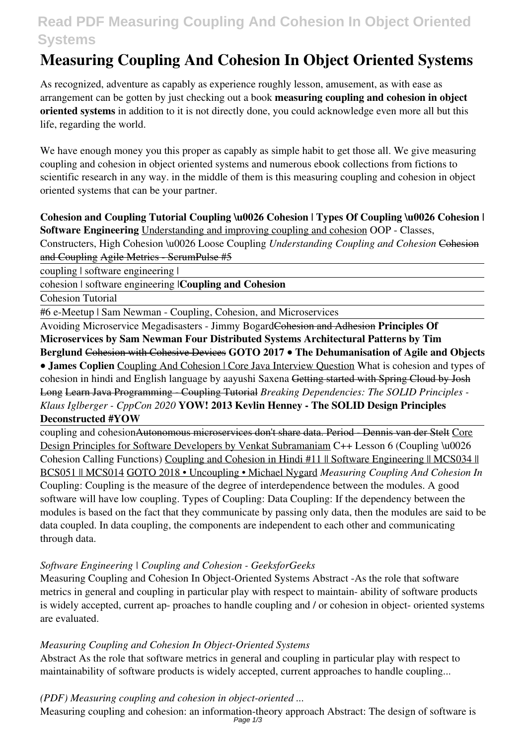# Measuring Coupling And Cohesion In Object Oriented Systems

As recognized, adventure as capably as experience roughly lesson, amusement, as with ease as arrangement can be gotten by just checking out a book **measuring coupling and cohesion in object oriented systems** in addition to it is not directly done, you could acknowledge even more all but this life, regarding the world.

We have enough money you this proper as capably as simple habit to get those all. We give measuring coupling and cohesion in object oriented systems and numerous ebook collections from fictions to scientific research in any way. in the middle of them is this measuring coupling and cohesion in object oriented systems that can be your partner.

**Cohesion and Coupling Tutorial Coupling \u0026 Cohesion | Types Of Coupling \u0026 Cohesion | Software Engineering** Understanding and improving coupling and cohesion OOP - Classes, Constructers, High Cohesion \u0026 Loose Coupling *Understanding Coupling and Cohesion* ~~Cohesion and Coupling~~ ~~Agile Metrics - ScrumPulse #5~~

coupling | software engineering |

cohesion | software engineering |**Coupling and Cohesion**

Cohesion Tutorial

#6 e-Meetup | Sam Newman - Coupling, Cohesion, and Microservices

Avoiding Microservice Megadisasters - Jimmy Bogard~~Cohesion and Adhesion~~ **Principles Of Microservices by Sam Newman Four Distributed Systems Architectural Patterns by Tim Berglund** ~~Cohesion with Cohesive Devices~~ **GOTO 2017 • The Dehumanisation of Agile and Objects • James Coplien** Coupling And Cohesion | Core Java Interview Question What is cohesion and types of cohesion in hindi and English language by aayushi Saxena ~~Getting started with Spring Cloud by Josh Long~~ ~~Learn Java Programming - Coupling Tutorial~~ *Breaking Dependencies: The SOLID Principles - Klaus Iglberger - CppCon 2020* **YOW! 2013 Kevlin Henney - The SOLID Design Principles Deconstructed #YOW**

coupling and cohesion~~Autonomous microservices don't share data. Period - Dennis van der Stelt~~ Core Design Principles for Software Developers by Venkat Subramaniam C++ Lesson 6 (Coupling \u0026 Cohesion Calling Functions) Coupling and Cohesion in Hindi #11 || Software Engineering || MCS034 || BCS051 || MCS014 GOTO 2018 • Uncoupling • Michael Nygard *Measuring Coupling And Cohesion In*
Coupling: Coupling is the measure of the degree of interdependence between the modules. A good software will have low coupling. Types of Coupling: Data Coupling: If the dependency between the modules is based on the fact that they communicate by passing only data, then the modules are said to be data coupled. In data coupling, the components are independent to each other and communicating through data.

*Software Engineering | Coupling and Cohesion - GeeksforGeeks*

Measuring Coupling and Cohesion In Object-Oriented Systems Abstract -As the role that software metrics in general and coupling in particular play with respect to maintain- ability of software products is widely accepted, current ap- proaches to handle coupling and / or cohesion in object- oriented systems are evaluated.

*Measuring Coupling and Cohesion In Object-Oriented Systems*

Abstract As the role that software metrics in general and coupling in particular play with respect to maintainability of software products is widely accepted, current approaches to handle coupling...

*(PDF) Measuring coupling and cohesion in object-oriented ...*

Measuring coupling and cohesion: an information-theory approach Abstract: The design of software is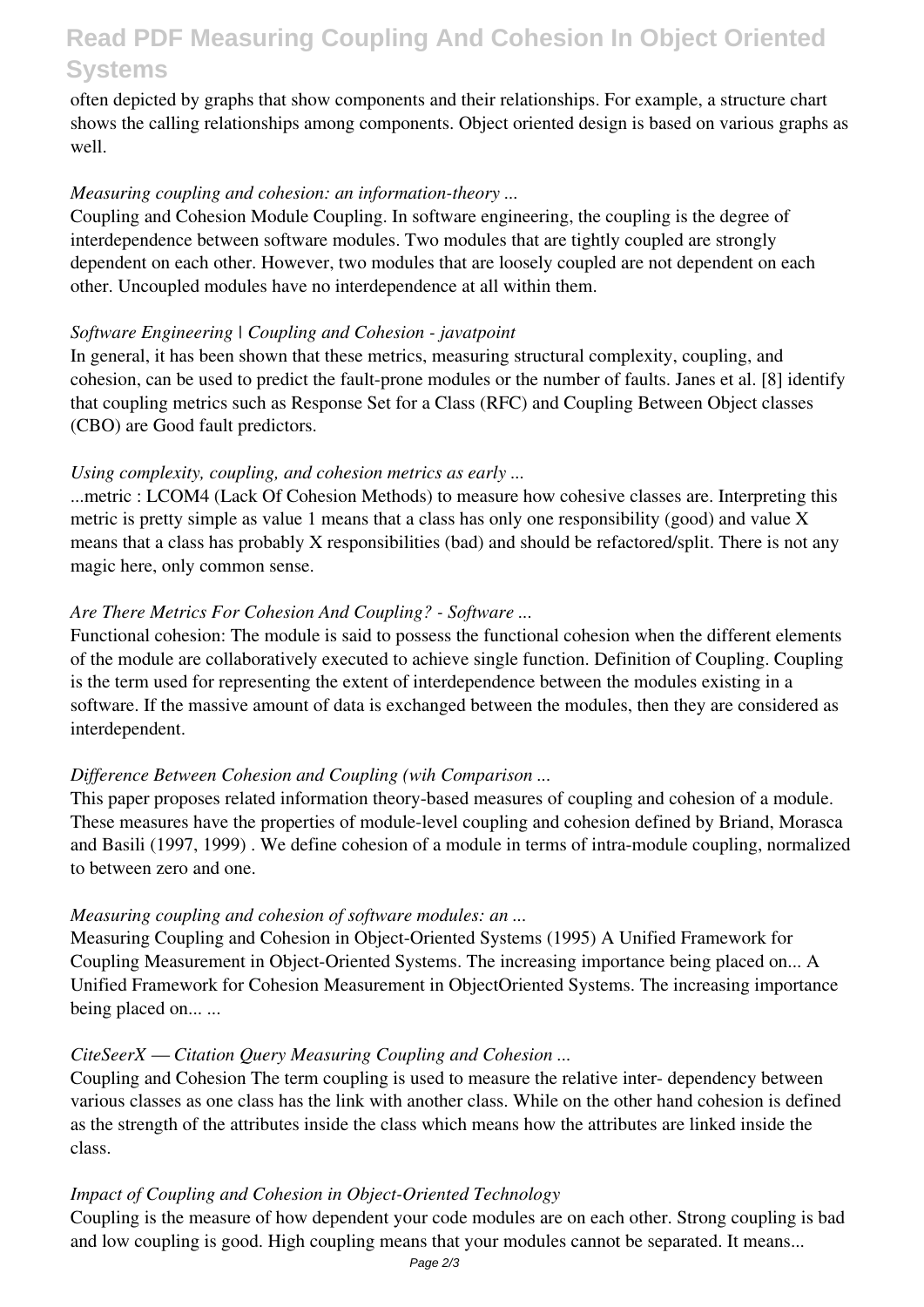often depicted by graphs that show components and their relationships. For example, a structure chart shows the calling relationships among components. Object oriented design is based on various graphs as well.

*Measuring coupling and cohesion: an information-theory ...*

Coupling and Cohesion Module Coupling. In software engineering, the coupling is the degree of interdependence between software modules. Two modules that are tightly coupled are strongly dependent on each other. However, two modules that are loosely coupled are not dependent on each other. Uncoupled modules have no interdependence at all within them.

*Software Engineering | Coupling and Cohesion - javatpoint*

In general, it has been shown that these metrics, measuring structural complexity, coupling, and cohesion, can be used to predict the fault-prone modules or the number of faults. Janes et al. [8] identify that coupling metrics such as Response Set for a Class (RFC) and Coupling Between Object classes (CBO) are Good fault predictors.

*Using complexity, coupling, and cohesion metrics as early ...*

...metric : LCOM4 (Lack Of Cohesion Methods) to measure how cohesive classes are. Interpreting this metric is pretty simple as value 1 means that a class has only one responsibility (good) and value X means that a class has probably X responsibilities (bad) and should be refactored/split. There is not any magic here, only common sense.

*Are There Metrics For Cohesion And Coupling? - Software ...*

Functional cohesion: The module is said to possess the functional cohesion when the different elements of the module are collaboratively executed to achieve single function. Definition of Coupling. Coupling is the term used for representing the extent of interdependence between the modules existing in a software. If the massive amount of data is exchanged between the modules, then they are considered as interdependent.

*Difference Between Cohesion and Coupling (wih Comparison ...*

This paper proposes related information theory-based measures of coupling and cohesion of a module. These measures have the properties of module-level coupling and cohesion defined by Briand, Morasca and Basili (1997, 1999) . We define cohesion of a module in terms of intra-module coupling, normalized to between zero and one.

*Measuring coupling and cohesion of software modules: an ...*

Measuring Coupling and Cohesion in Object-Oriented Systems (1995) A Unified Framework for Coupling Measurement in Object-Oriented Systems. The increasing importance being placed on... A Unified Framework for Cohesion Measurement in ObjectOriented Systems. The increasing importance being placed on... ...

*CiteSeerX — Citation Query Measuring Coupling and Cohesion ...*

Coupling and Cohesion The term coupling is used to measure the relative inter- dependency between various classes as one class has the link with another class. While on the other hand cohesion is defined as the strength of the attributes inside the class which means how the attributes are linked inside the class.

*Impact of Coupling and Cohesion in Object-Oriented Technology*

Coupling is the measure of how dependent your code modules are on each other. Strong coupling is bad and low coupling is good. High coupling means that your modules cannot be separated. It means...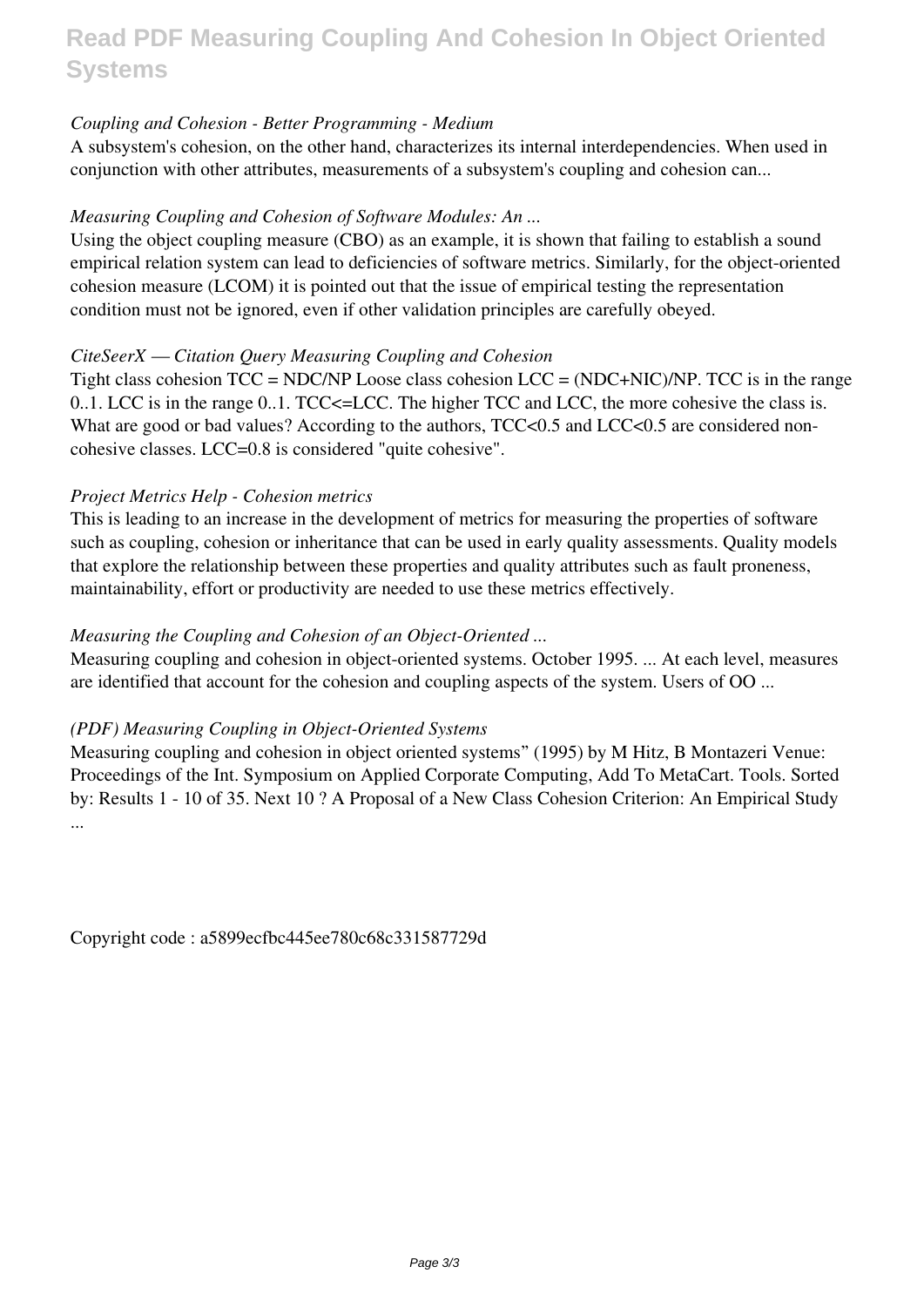*Coupling and Cohesion - Better Programming - Medium*

A subsystem's cohesion, on the other hand, characterizes its internal interdependencies. When used in conjunction with other attributes, measurements of a subsystem's coupling and cohesion can...

*Measuring Coupling and Cohesion of Software Modules: An ...*

Using the object coupling measure (CBO) as an example, it is shown that failing to establish a sound empirical relation system can lead to deficiencies of software metrics. Similarly, for the object-oriented cohesion measure (LCOM) it is pointed out that the issue of empirical testing the representation condition must not be ignored, even if other validation principles are carefully obeyed.

*CiteSeerX — Citation Query Measuring Coupling and Cohesion*

Tight class cohesion TCC = NDC/NP Loose class cohesion LCC = (NDC+NIC)/NP. TCC is in the range 0..1. LCC is in the range 0..1. TCC<=LCC. The higher TCC and LCC, the more cohesive the class is. What are good or bad values? According to the authors, TCC<0.5 and LCC<0.5 are considered non-cohesive classes. LCC=0.8 is considered "quite cohesive".

*Project Metrics Help - Cohesion metrics*

This is leading to an increase in the development of metrics for measuring the properties of software such as coupling, cohesion or inheritance that can be used in early quality assessments. Quality models that explore the relationship between these properties and quality attributes such as fault proneness, maintainability, effort or productivity are needed to use these metrics effectively.

*Measuring the Coupling and Cohesion of an Object-Oriented ...*

Measuring coupling and cohesion in object-oriented systems. October 1995. ... At each level, measures are identified that account for the cohesion and coupling aspects of the system. Users of OO ...

*(PDF) Measuring Coupling in Object-Oriented Systems*

Measuring coupling and cohesion in object oriented systems" (1995) by M Hitz, B Montazeri Venue: Proceedings of the Int. Symposium on Applied Corporate Computing, Add To MetaCart. Tools. Sorted by: Results 1 - 10 of 35. Next 10 ? A Proposal of a New Class Cohesion Criterion: An Empirical Study ...

Copyright code : a5899ecfbc445ee780c68c331587729d